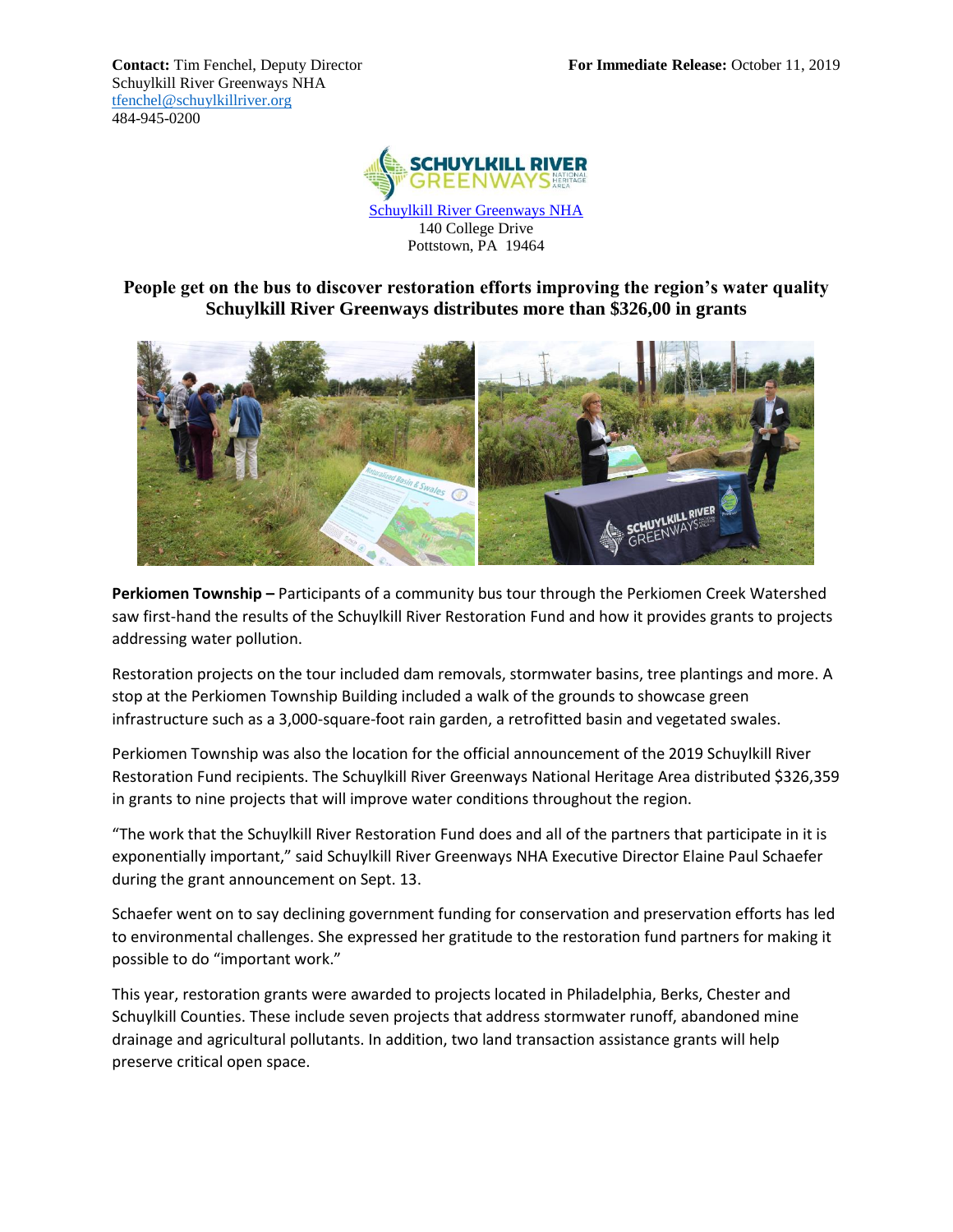**Contact:** Tim Fenchel, Deputy Director
Schuylkill River Greenways NHA
tfenchel@schuylkillriver.org
484-945-0200

**For Immediate Release:** October 11, 2019

Schuylkill River Greenways NHA
140 College Drive
Pottstown, PA 19464

## People get on the bus to discover restoration efforts improving the region's water quality
## Schuylkill River Greenways distributes more than $326,00 in grants

**Perkiomen Township –** Participants of a community bus tour through the Perkiomen Creek Watershed saw first-hand the results of the Schuylkill River Restoration Fund and how it provides grants to projects addressing water pollution.

Restoration projects on the tour included dam removals, stormwater basins, tree plantings and more. A stop at the Perkiomen Township Building included a walk of the grounds to showcase green infrastructure such as a 3,000-square-foot rain garden, a retrofitted basin and vegetated swales.

Perkiomen Township was also the location for the official announcement of the 2019 Schuylkill River Restoration Fund recipients. The Schuylkill River Greenways National Heritage Area distributed $326,359 in grants to nine projects that will improve water conditions throughout the region.

"The work that the Schuylkill River Restoration Fund does and all of the partners that participate in it is exponentially important," said Schuylkill River Greenways NHA Executive Director Elaine Paul Schaefer during the grant announcement on Sept. 13.

Schaefer went on to say declining government funding for conservation and preservation efforts has led to environmental challenges. She expressed her gratitude to the restoration fund partners for making it possible to do "important work."

This year, restoration grants were awarded to projects located in Philadelphia, Berks, Chester and Schuylkill Counties. These include seven projects that address stormwater runoff, abandoned mine drainage and agricultural pollutants. In addition, two land transaction assistance grants will help preserve critical open space.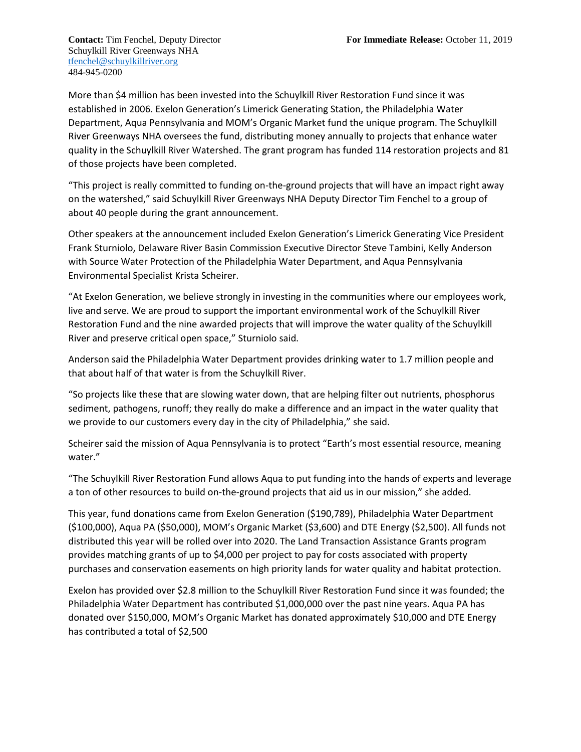**Contact:** Tim Fenchel, Deputy Director
Schuylkill River Greenways NHA
tfenchel@schuylkillriver.org
484-945-0200

**For Immediate Release:** October 11, 2019

More than $4 million has been invested into the Schuylkill River Restoration Fund since it was established in 2006. Exelon Generation's Limerick Generating Station, the Philadelphia Water Department, Aqua Pennsylvania and MOM's Organic Market fund the unique program. The Schuylkill River Greenways NHA oversees the fund, distributing money annually to projects that enhance water quality in the Schuylkill River Watershed. The grant program has funded 114 restoration projects and 81 of those projects have been completed.

"This project is really committed to funding on-the-ground projects that will have an impact right away on the watershed," said Schuylkill River Greenways NHA Deputy Director Tim Fenchel to a group of about 40 people during the grant announcement.

Other speakers at the announcement included Exelon Generation's Limerick Generating Vice President Frank Sturniolo, Delaware River Basin Commission Executive Director Steve Tambini, Kelly Anderson with Source Water Protection of the Philadelphia Water Department, and Aqua Pennsylvania Environmental Specialist Krista Scheirer.

"At Exelon Generation, we believe strongly in investing in the communities where our employees work, live and serve. We are proud to support the important environmental work of the Schuylkill River Restoration Fund and the nine awarded projects that will improve the water quality of the Schuylkill River and preserve critical open space," Sturniolo said.

Anderson said the Philadelphia Water Department provides drinking water to 1.7 million people and that about half of that water is from the Schuylkill River.

"So projects like these that are slowing water down, that are helping filter out nutrients, phosphorus sediment, pathogens, runoff; they really do make a difference and an impact in the water quality that we provide to our customers every day in the city of Philadelphia," she said.

Scheirer said the mission of Aqua Pennsylvania is to protect "Earth's most essential resource, meaning water."

"The Schuylkill River Restoration Fund allows Aqua to put funding into the hands of experts and leverage a ton of other resources to build on-the-ground projects that aid us in our mission," she added.

This year, fund donations came from Exelon Generation ($190,789), Philadelphia Water Department ($100,000), Aqua PA ($50,000), MOM's Organic Market ($3,600) and DTE Energy ($2,500). All funds not distributed this year will be rolled over into 2020. The Land Transaction Assistance Grants program provides matching grants of up to $4,000 per project to pay for costs associated with property purchases and conservation easements on high priority lands for water quality and habitat protection.

Exelon has provided over $2.8 million to the Schuylkill River Restoration Fund since it was founded; the Philadelphia Water Department has contributed $1,000,000 over the past nine years. Aqua PA has donated over $150,000, MOM's Organic Market has donated approximately $10,000 and DTE Energy has contributed a total of $2,500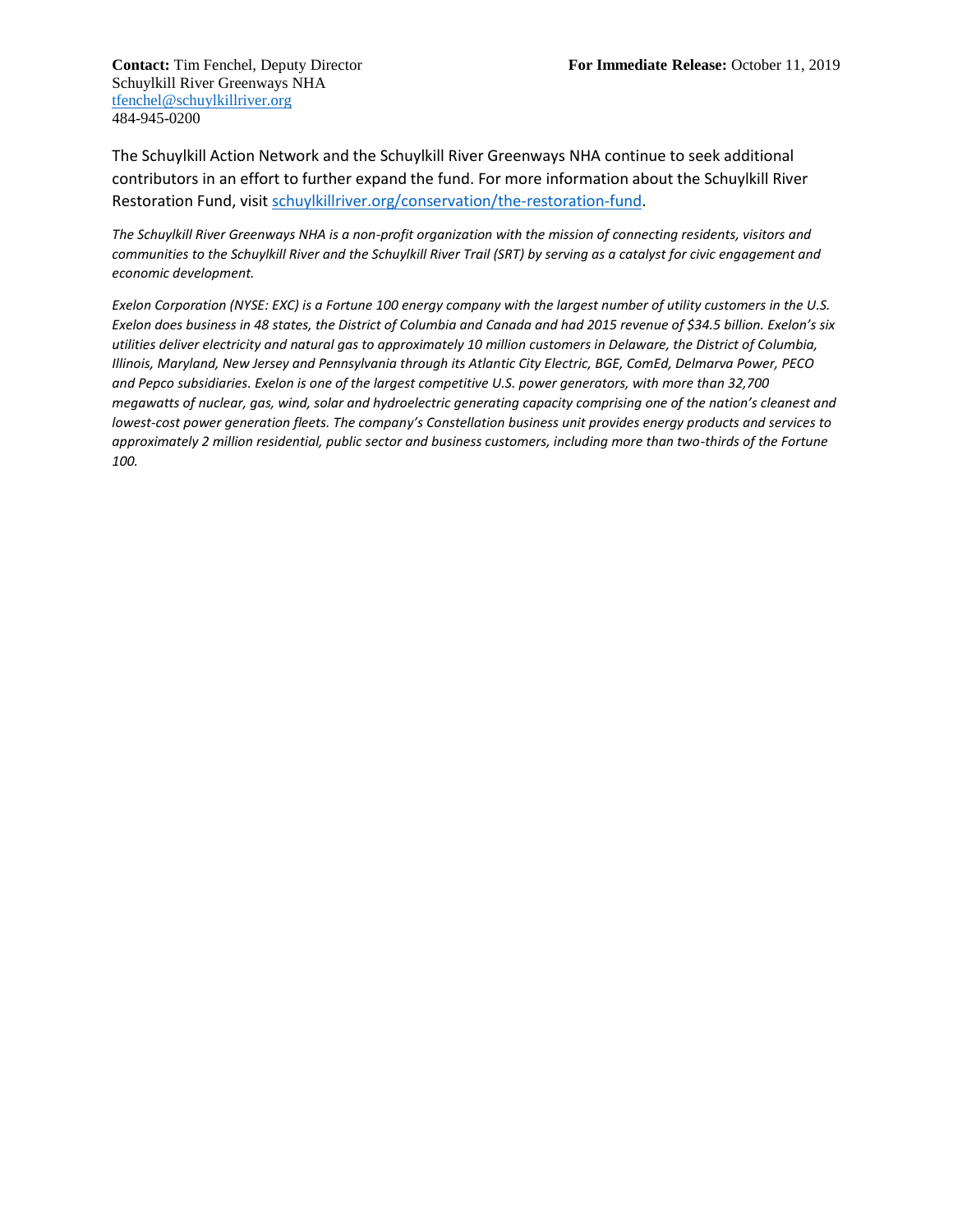**Contact:** Tim Fenchel, Deputy Director
Schuylkill River Greenways NHA
tfenchel@schuylkillriver.org
484-945-0200

**For Immediate Release:** October 11, 2019

The Schuylkill Action Network and the Schuylkill River Greenways NHA continue to seek additional contributors in an effort to further expand the fund. For more information about the Schuylkill River Restoration Fund, visit [schuylkillriver.org/conservation/the-restoration-fund](schuylkillriver.org/conservation/the-restoration-fund).

*The Schuylkill River Greenways NHA is a non-profit organization with the mission of connecting residents, visitors and communities to the Schuylkill River and the Schuylkill River Trail (SRT) by serving as a catalyst for civic engagement and economic development.*

*Exelon Corporation (NYSE: EXC) is a Fortune 100 energy company with the largest number of utility customers in the U.S. Exelon does business in 48 states, the District of Columbia and Canada and had 2015 revenue of $34.5 billion. Exelon's six utilities deliver electricity and natural gas to approximately 10 million customers in Delaware, the District of Columbia, Illinois, Maryland, New Jersey and Pennsylvania through its Atlantic City Electric, BGE, ComEd, Delmarva Power, PECO and Pepco subsidiaries. Exelon is one of the largest competitive U.S. power generators, with more than 32,700 megawatts of nuclear, gas, wind, solar and hydroelectric generating capacity comprising one of the nation's cleanest and lowest-cost power generation fleets. The company's Constellation business unit provides energy products and services to approximately 2 million residential, public sector and business customers, including more than two-thirds of the Fortune 100.*